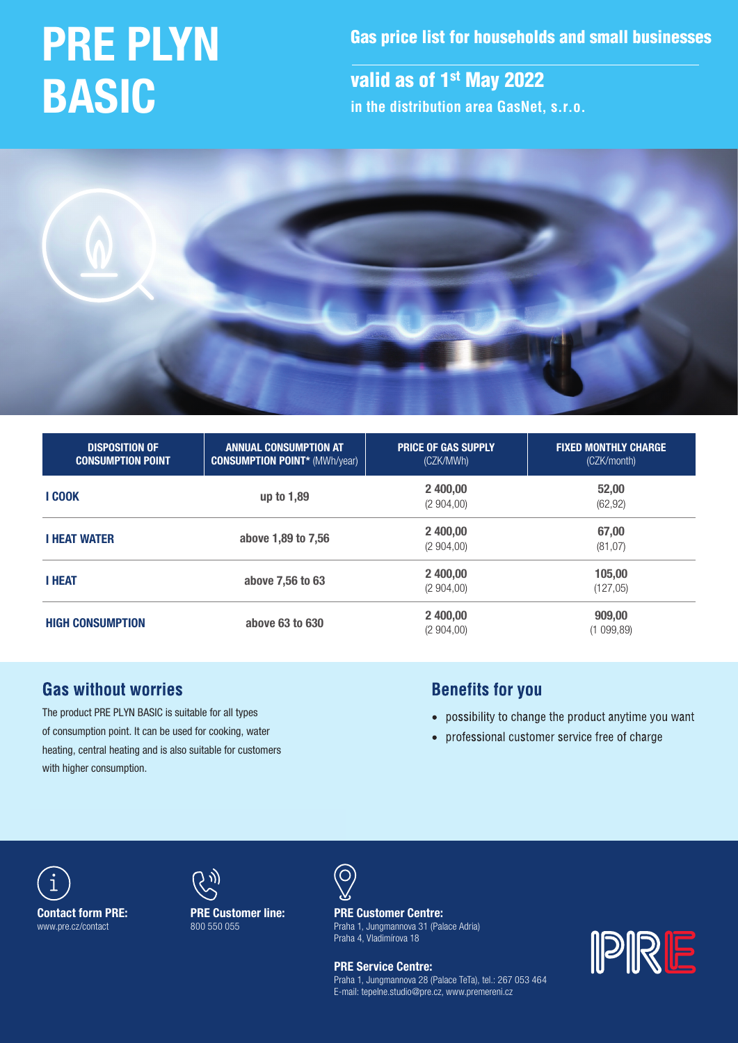# PRE PLYN BASIC

## Gas price list for households and small businesses

## valid as of 1st May 2022

**in the distribution area GasNet, s.r.o.**

| DISPOSITION OF CONSUMPTION POINT | ANNUAL CONSUMPTION AT CONSUMPTION POINT* (MWh/year) | PRICE OF GAS SUPPLY (CZK/MWh) | FIXED MONTHLY CHARGE (CZK/month) |
|---|---|---|---|
| **I COOK** | **up to 1,89** | **2 400,00** (2 904,00) | **52,00** (62,92) |
| **I HEAT WATER** | **above 1,89 to 7,56** | **2 400,00** (2 904,00) | **67,00** (81,07) |
| **I HEAT** | **above 7,56 to 63** | **2 400,00** (2 904,00) | **105,00** (127,05) |
| **HIGH CONSUMPTION** | **above 63 to 630** | **2 400,00** (2 904,00) | **909,00** (1 099,89) |

## Gas without worries

The product PRE PLYN BASIC is suitable for all types of consumption point. It can be used for cooking, water heating, central heating and is also suitable for customers with higher consumption.

## Benefits for you

- possibility to change the product anytime you want
- professional customer service free of charge

**Contact form PRE:**
www.pre.cz/contact

**PRE Customer line:**
800 550 055

**PRE Customer Centre:**
Praha 1, Jungmannova 31 (Palace Adria)
Praha 4, Vladimírova 18

**PRE Service Centre:**
Praha 1, Jungmannova 28 (Palace TeTa), tel.: 267 053 464
E-mail: tepelne.studio@pre.cz, www.premereni.cz

PRE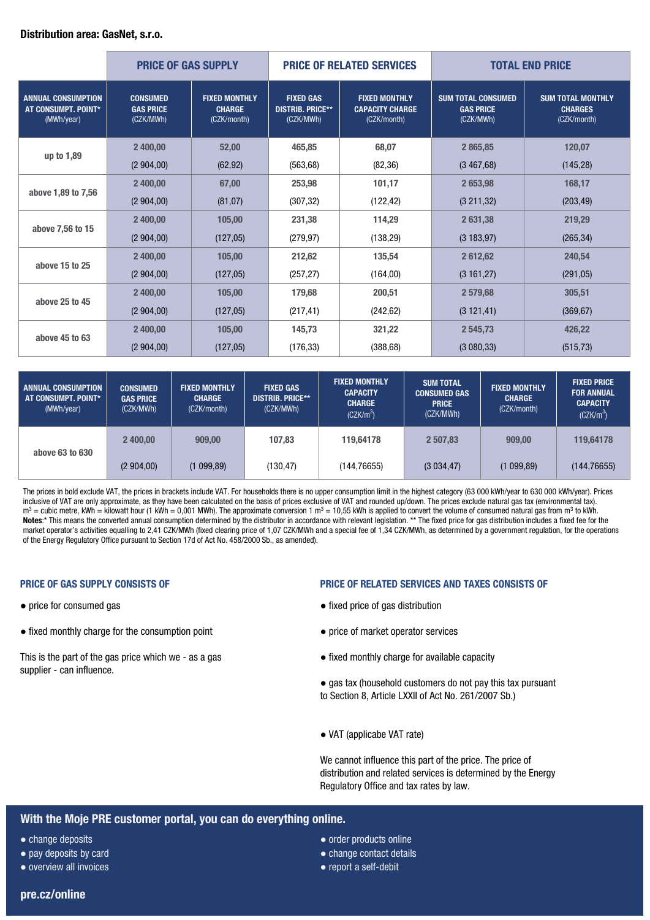**Distribution area: GasNet, s.r.o.**

| | PRICE OF GAS SUPPLY | | PRICE OF RELATED SERVICES | | TOTAL END PRICE | |
|---|---|---|---|---|---|---|
| ANNUAL CONSUMPTION AT CONSUMPT. POINT* (MWh/year) | CONSUMED GAS PRICE (CZK/MWh) | FIXED MONTHLY CHARGE (CZK/month) | FIXED GAS DISTRIB. PRICE** (CZK/MWh) | FIXED MONTHLY CAPACITY CHARGE (CZK/month) | SUM TOTAL CONSUMED GAS PRICE (CZK/MWh) | SUM TOTAL MONTHLY CHARGES (CZK/month) |
| up to 1,89 | **2 400,00** | **52,00** | **465,85** | **68,07** | **2 865,85** | **120,07** |
| | (2 904,00) | (62,92) | (563,68) | (82,36) | (3 467,68) | (145,28) |
| above 1,89 to 7,56 | **2 400,00** | **67,00** | **253,98** | **101,17** | **2 653,98** | **168,17** |
| | (2 904,00) | (81,07) | (307,32) | (122,42) | (3 211,32) | (203,49) |
| above 7,56 to 15 | **2 400,00** | **105,00** | **231,38** | **114,29** | **2 631,38** | **219,29** |
| | (2 904,00) | (127,05) | (279,97) | (138,29) | (3 183,97) | (265,34) |
| above 15 to 25 | **2 400,00** | **105,00** | **212,62** | **135,54** | **2 612,62** | **240,54** |
| | (2 904,00) | (127,05) | (257,27) | (164,00) | (3 161,27) | (291,05) |
| above 25 to 45 | **2 400,00** | **105,00** | **179,68** | **200,51** | **2 579,68** | **305,51** |
| | (2 904,00) | (127,05) | (217,41) | (242,62) | (3 121,41) | (369,67) |
| above 45 to 63 | **2 400,00** | **105,00** | **145,73** | **321,22** | **2 545,73** | **426,22** |
| | (2 904,00) | (127,05) | (176,33) | (388,68) | (3 080,33) | (515,73) |

| ANNUAL CONSUMPTION AT CONSUMPT. POINT* (MWh/year) | CONSUMED GAS PRICE (CZK/MWh) | FIXED MONTHLY CHARGE (CZK/month) | FIXED GAS DISTRIB. PRICE** (CZK/MWh) | FIXED MONTHLY CAPACITY CHARGE (CZK/m$^3$) | SUM TOTAL CONSUMED GAS PRICE (CZK/MWh) | FIXED MONTHLY CHARGE (CZK/month) | FIXED PRICE FOR ANNUAL CAPACITY (CZK/m$^3$) |
|---|---|---|---|---|---|---|---|
| above 63 to 630 | **2 400,00** | **909,00** | **107,83** | **119,64178** | **2 507,83** | **909,00** | **119,64178** |
| | (2 904,00) | (1 099,89) | (130,47) | (144,76655) | (3 034,47) | (1 099,89) | (144,76655) |

The prices in bold exclude VAT, the prices in brackets include VAT. For households there is no upper consumption limit in the highest category (63 000 kWh/year to 630 000 kWh/year). Prices inclusive of VAT are only approximate, as they have been calculated on the basis of prices exclusive of VAT and rounded up/down. The prices exclude natural gas tax (environmental tax). m$^3$ = cubic metre, kWh = kilowatt hour (1 kWh = 0,001 MWh). The approximate conversion 1 m$^3$ = 10,55 kWh is applied to convert the volume of consumed natural gas from m$^3$ to kWh. **Notes**:* This means the converted annual consumption determined by the distributor in accordance with relevant legislation. ** The fixed price for gas distribution includes a fixed fee for the market operator's activities equalling to 2,41 CZK/MWh (fixed clearing price of 1,07 CZK/MWh and a special fee of 1,34 CZK/MWh, as determined by a government regulation, for the operations of the Energy Regulatory Office pursuant to Section 17d of Act No. 458/2000 Sb., as amended).

## PRICE OF GAS SUPPLY CONSISTS OF

- price for consumed gas
- fixed monthly charge for the consumption point

This is the part of the gas price which we - as a gas supplier - can influence.

## PRICE OF RELATED SERVICES AND TAXES CONSISTS OF

- fixed price of gas distribution
- price of market operator services
- fixed monthly charge for available capacity
- gas tax (household customers do not pay this tax pursuant to Section 8, Article LXXII of Act No. 261/2007 Sb.)
- VAT (applicabe VAT rate)

We cannot influence this part of the price. The price of distribution and related services is determined by the Energy Regulatory Office and tax rates by law.

## With the Moje PRE customer portal, you can do everything online.

- change deposits
- pay deposits by card
- overview all invoices
- order products online
- change contact details
- report a self-debit

**pre.cz/online**